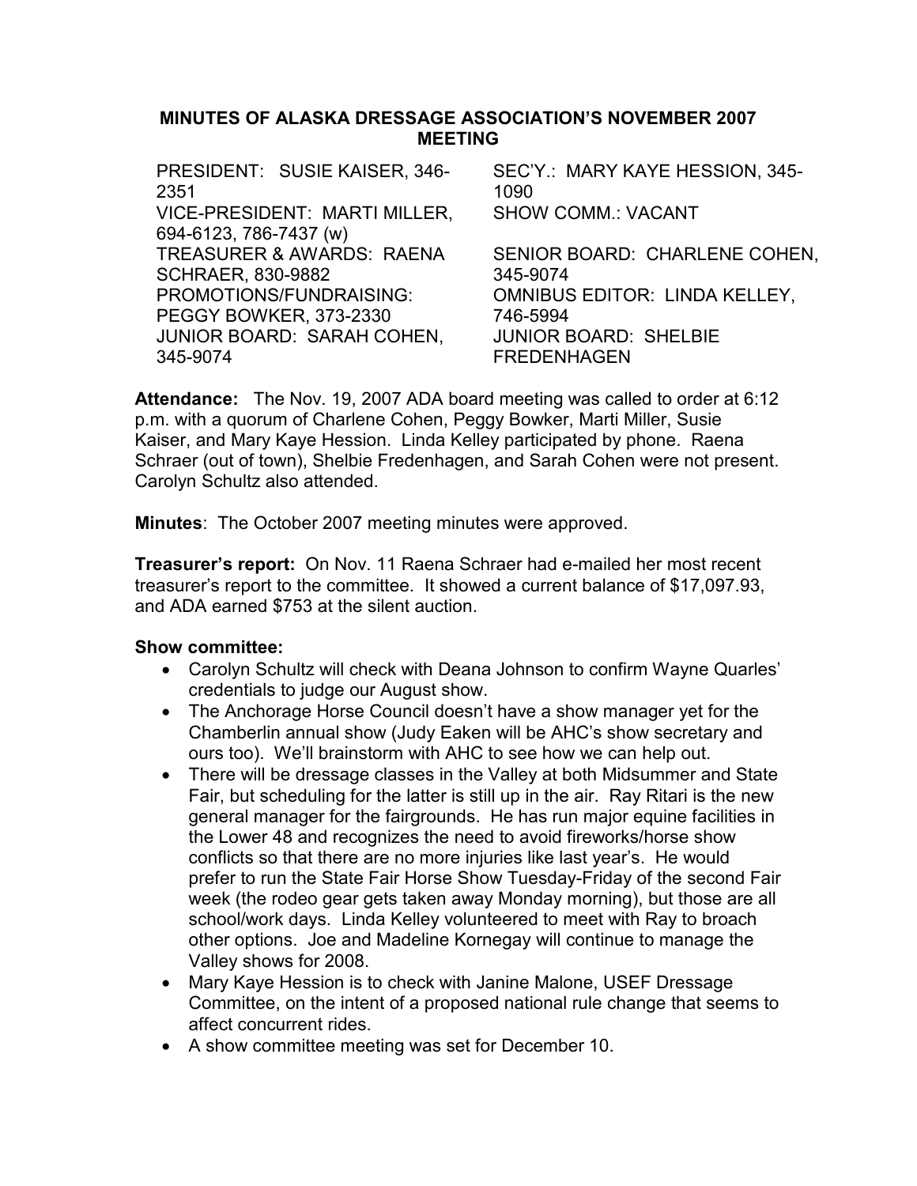# MINUTES OF ALASKA DRESSAGE ASSOCIATION'S NOVEMBER 2007 MEETING

| | |
|---|---|
| PRESIDENT: SUSIE KAISER, 346-2351 | SEC'Y.: MARY KAYE HESSION, 345-1090 |
| VICE-PRESIDENT: MARTI MILLER, 694-6123, 786-7437 (w) | SHOW COMM.: VACANT |
| TREASURER & AWARDS: RAENA SCHRAER, 830-9882 | SENIOR BOARD: CHARLENE COHEN, 345-9074 |
| PROMOTIONS/FUNDRAISING: PEGGY BOWKER, 373-2330 | OMNIBUS EDITOR: LINDA KELLEY, 746-5994 |
| JUNIOR BOARD: SARAH COHEN, 345-9074 | JUNIOR BOARD: SHELBIE FREDENHAGEN |

**Attendance:** The Nov. 19, 2007 ADA board meeting was called to order at 6:12 p.m. with a quorum of Charlene Cohen, Peggy Bowker, Marti Miller, Susie Kaiser, and Mary Kaye Hession. Linda Kelley participated by phone. Raena Schraer (out of town), Shelbie Fredenhagen, and Sarah Cohen were not present. Carolyn Schultz also attended.

**Minutes**: The October 2007 meeting minutes were approved.

**Treasurer's report:** On Nov. 11 Raena Schraer had e-mailed her most recent treasurer's report to the committee. It showed a current balance of $17,097.93, and ADA earned $753 at the silent auction.

**Show committee:**

- Carolyn Schultz will check with Deana Johnson to confirm Wayne Quarles' credentials to judge our August show.
- The Anchorage Horse Council doesn't have a show manager yet for the Chamberlin annual show (Judy Eaken will be AHC's show secretary and ours too). We'll brainstorm with AHC to see how we can help out.
- There will be dressage classes in the Valley at both Midsummer and State Fair, but scheduling for the latter is still up in the air. Ray Ritari is the new general manager for the fairgrounds. He has run major equine facilities in the Lower 48 and recognizes the need to avoid fireworks/horse show conflicts so that there are no more injuries like last year's. He would prefer to run the State Fair Horse Show Tuesday-Friday of the second Fair week (the rodeo gear gets taken away Monday morning), but those are all school/work days. Linda Kelley volunteered to meet with Ray to broach other options. Joe and Madeline Kornegay will continue to manage the Valley shows for 2008.
- Mary Kaye Hession is to check with Janine Malone, USEF Dressage Committee, on the intent of a proposed national rule change that seems to affect concurrent rides.
- A show committee meeting was set for December 10.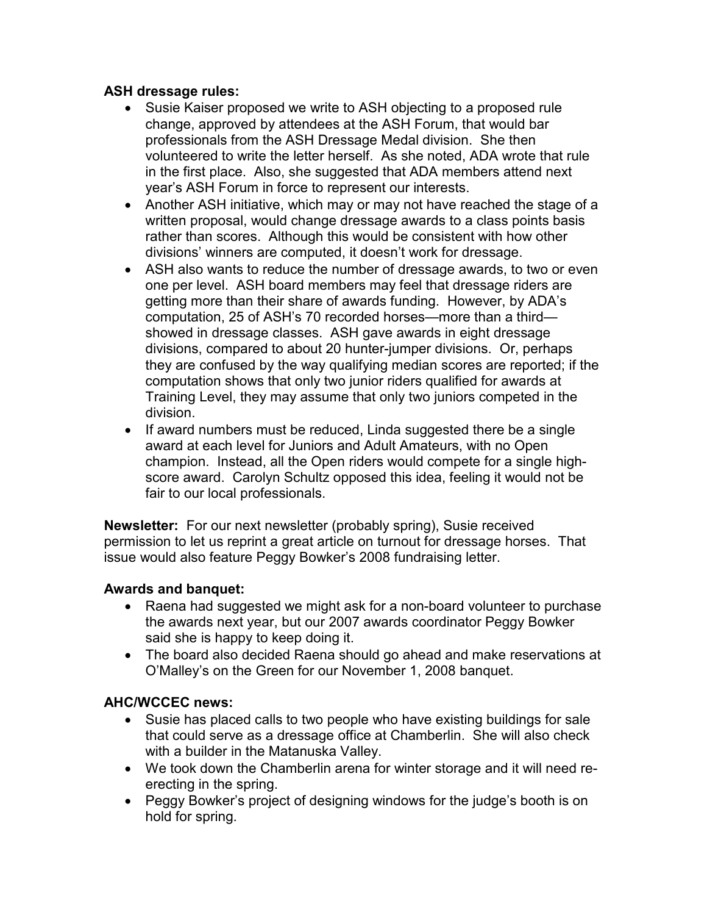**ASH dressage rules:**

- Susie Kaiser proposed we write to ASH objecting to a proposed rule change, approved by attendees at the ASH Forum, that would bar professionals from the ASH Dressage Medal division. She then volunteered to write the letter herself. As she noted, ADA wrote that rule in the first place. Also, she suggested that ADA members attend next year's ASH Forum in force to represent our interests.
- Another ASH initiative, which may or may not have reached the stage of a written proposal, would change dressage awards to a class points basis rather than scores. Although this would be consistent with how other divisions' winners are computed, it doesn't work for dressage.
- ASH also wants to reduce the number of dressage awards, to two or even one per level. ASH board members may feel that dressage riders are getting more than their share of awards funding. However, by ADA's computation, 25 of ASH's 70 recorded horses—more than a third—showed in dressage classes. ASH gave awards in eight dressage divisions, compared to about 20 hunter-jumper divisions. Or, perhaps they are confused by the way qualifying median scores are reported; if the computation shows that only two junior riders qualified for awards at Training Level, they may assume that only two juniors competed in the division.
- If award numbers must be reduced, Linda suggested there be a single award at each level for Juniors and Adult Amateurs, with no Open champion. Instead, all the Open riders would compete for a single high-score award. Carolyn Schultz opposed this idea, feeling it would not be fair to our local professionals.

**Newsletter:** For our next newsletter (probably spring), Susie received permission to let us reprint a great article on turnout for dressage horses. That issue would also feature Peggy Bowker's 2008 fundraising letter.

**Awards and banquet:**

- Raena had suggested we might ask for a non-board volunteer to purchase the awards next year, but our 2007 awards coordinator Peggy Bowker said she is happy to keep doing it.
- The board also decided Raena should go ahead and make reservations at O'Malley's on the Green for our November 1, 2008 banquet.

**AHC/WCCEC news:**

- Susie has placed calls to two people who have existing buildings for sale that could serve as a dressage office at Chamberlin. She will also check with a builder in the Matanuska Valley.
- We took down the Chamberlin arena for winter storage and it will need re-erecting in the spring.
- Peggy Bowker's project of designing windows for the judge's booth is on hold for spring.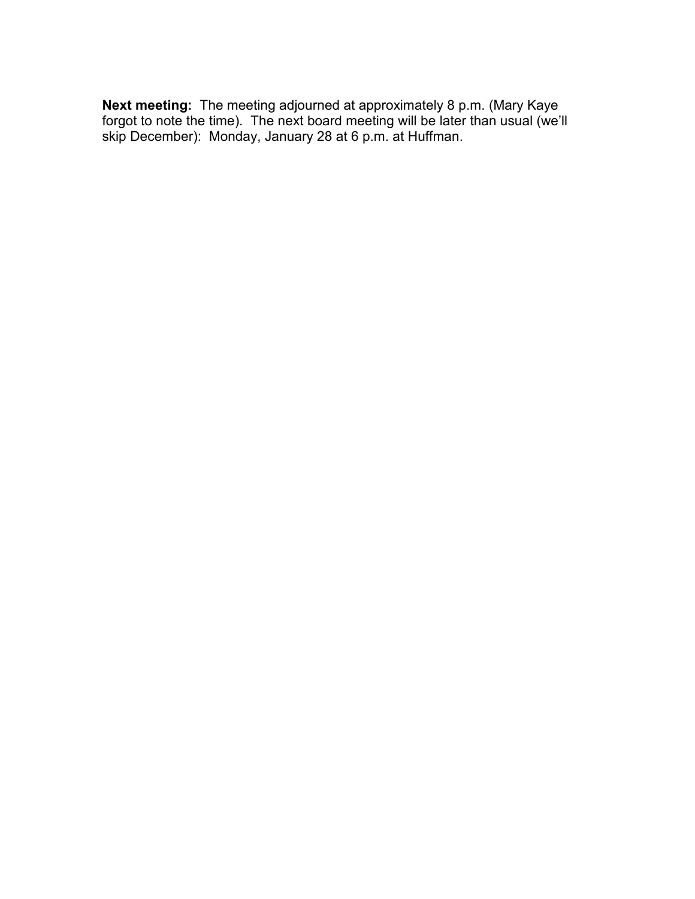**Next meeting:** The meeting adjourned at approximately 8 p.m. (Mary Kaye forgot to note the time). The next board meeting will be later than usual (we'll skip December): Monday, January 28 at 6 p.m. at Huffman.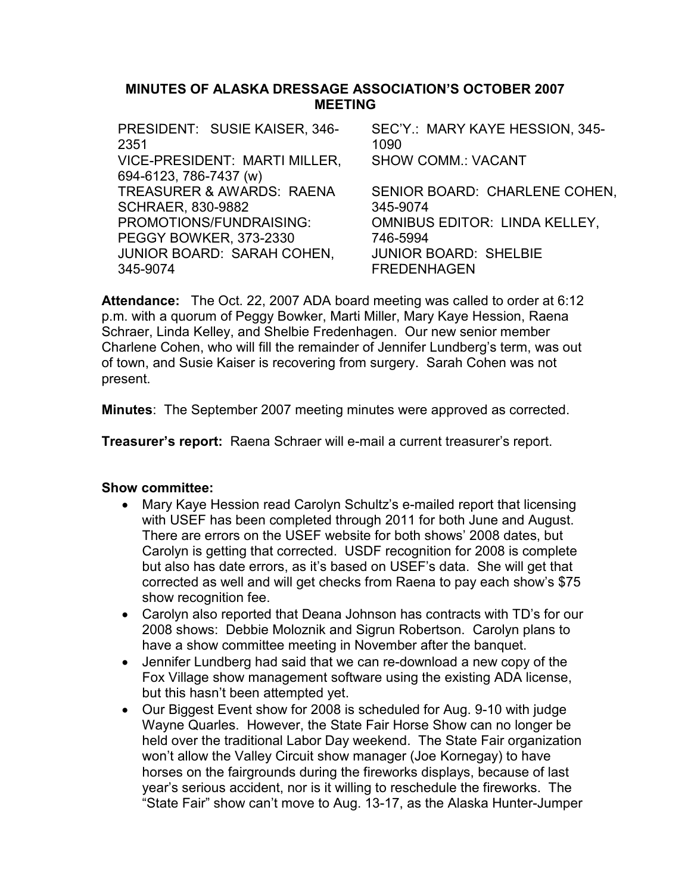**MINUTES OF ALASKA DRESSAGE ASSOCIATION'S OCTOBER 2007 MEETING**

PRESIDENT: SUSIE KAISER, 346-2351
VICE-PRESIDENT: MARTI MILLER, 694-6123, 786-7437 (w)
TREASURER & AWARDS: RAENA SCHRAER, 830-9882
PROMOTIONS/FUNDRAISING: PEGGY BOWKER, 373-2330
JUNIOR BOARD: SARAH COHEN, 345-9074
SEC'Y.: MARY KAYE HESSION, 345-1090
SHOW COMM.: VACANT
SENIOR BOARD: CHARLENE COHEN, 345-9074
OMNIBUS EDITOR: LINDA KELLEY, 746-5994
JUNIOR BOARD: SHELBIE FREDENHAGEN

**Attendance:** The Oct. 22, 2007 ADA board meeting was called to order at 6:12 p.m. with a quorum of Peggy Bowker, Marti Miller, Mary Kaye Hession, Raena Schraer, Linda Kelley, and Shelbie Fredenhagen. Our new senior member Charlene Cohen, who will fill the remainder of Jennifer Lundberg's term, was out of town, and Susie Kaiser is recovering from surgery. Sarah Cohen was not present.

**Minutes**: The September 2007 meeting minutes were approved as corrected.

**Treasurer's report:** Raena Schraer will e-mail a current treasurer's report.

**Show committee:**

- Mary Kaye Hession read Carolyn Schultz's e-mailed report that licensing with USEF has been completed through 2011 for both June and August. There are errors on the USEF website for both shows' 2008 dates, but Carolyn is getting that corrected. USDF recognition for 2008 is complete but also has date errors, as it's based on USEF's data. She will get that corrected as well and will get checks from Raena to pay each show's $75 show recognition fee.
- Carolyn also reported that Deana Johnson has contracts with TD's for our 2008 shows: Debbie Moloznik and Sigrun Robertson. Carolyn plans to have a show committee meeting in November after the banquet.
- Jennifer Lundberg had said that we can re-download a new copy of the Fox Village show management software using the existing ADA license, but this hasn't been attempted yet.
- Our Biggest Event show for 2008 is scheduled for Aug. 9-10 with judge Wayne Quarles. However, the State Fair Horse Show can no longer be held over the traditional Labor Day weekend. The State Fair organization won't allow the Valley Circuit show manager (Joe Kornegay) to have horses on the fairgrounds during the fireworks displays, because of last year's serious accident, nor is it willing to reschedule the fireworks. The "State Fair" show can't move to Aug. 13-17, as the Alaska Hunter-Jumper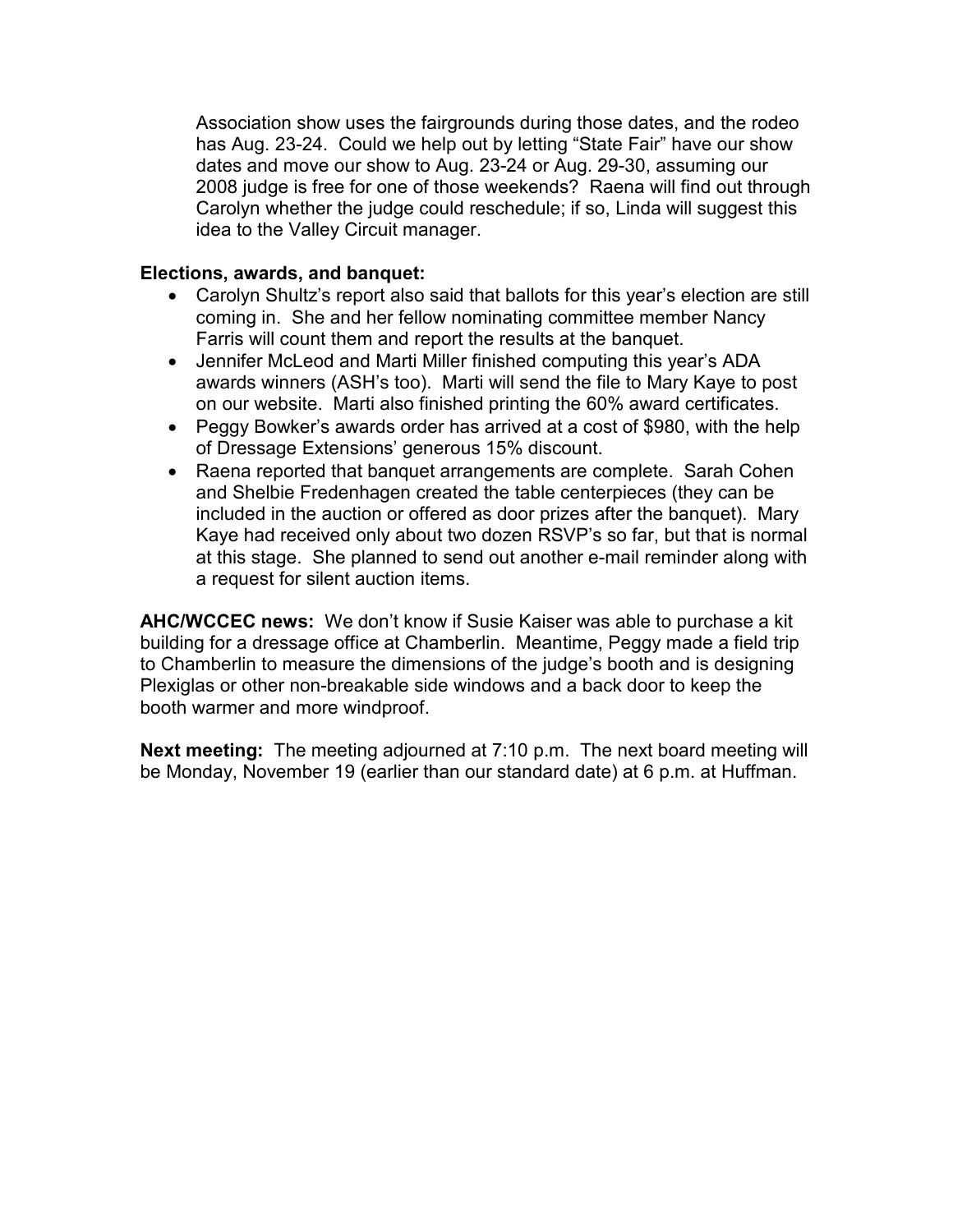Association show uses the fairgrounds during those dates, and the rodeo has Aug. 23-24. Could we help out by letting "State Fair" have our show dates and move our show to Aug. 23-24 or Aug. 29-30, assuming our 2008 judge is free for one of those weekends? Raena will find out through Carolyn whether the judge could reschedule; if so, Linda will suggest this idea to the Valley Circuit manager.

**Elections, awards, and banquet:**

- Carolyn Shultz's report also said that ballots for this year's election are still coming in. She and her fellow nominating committee member Nancy Farris will count them and report the results at the banquet.
- Jennifer McLeod and Marti Miller finished computing this year's ADA awards winners (ASH's too). Marti will send the file to Mary Kaye to post on our website. Marti also finished printing the 60% award certificates.
- Peggy Bowker's awards order has arrived at a cost of $980, with the help of Dressage Extensions' generous 15% discount.
- Raena reported that banquet arrangements are complete. Sarah Cohen and Shelbie Fredenhagen created the table centerpieces (they can be included in the auction or offered as door prizes after the banquet). Mary Kaye had received only about two dozen RSVP's so far, but that is normal at this stage. She planned to send out another e-mail reminder along with a request for silent auction items.

**AHC/WCCEC news:** We don't know if Susie Kaiser was able to purchase a kit building for a dressage office at Chamberlin. Meantime, Peggy made a field trip to Chamberlin to measure the dimensions of the judge's booth and is designing Plexiglas or other non-breakable side windows and a back door to keep the booth warmer and more windproof.

**Next meeting:** The meeting adjourned at 7:10 p.m. The next board meeting will be Monday, November 19 (earlier than our standard date) at 6 p.m. at Huffman.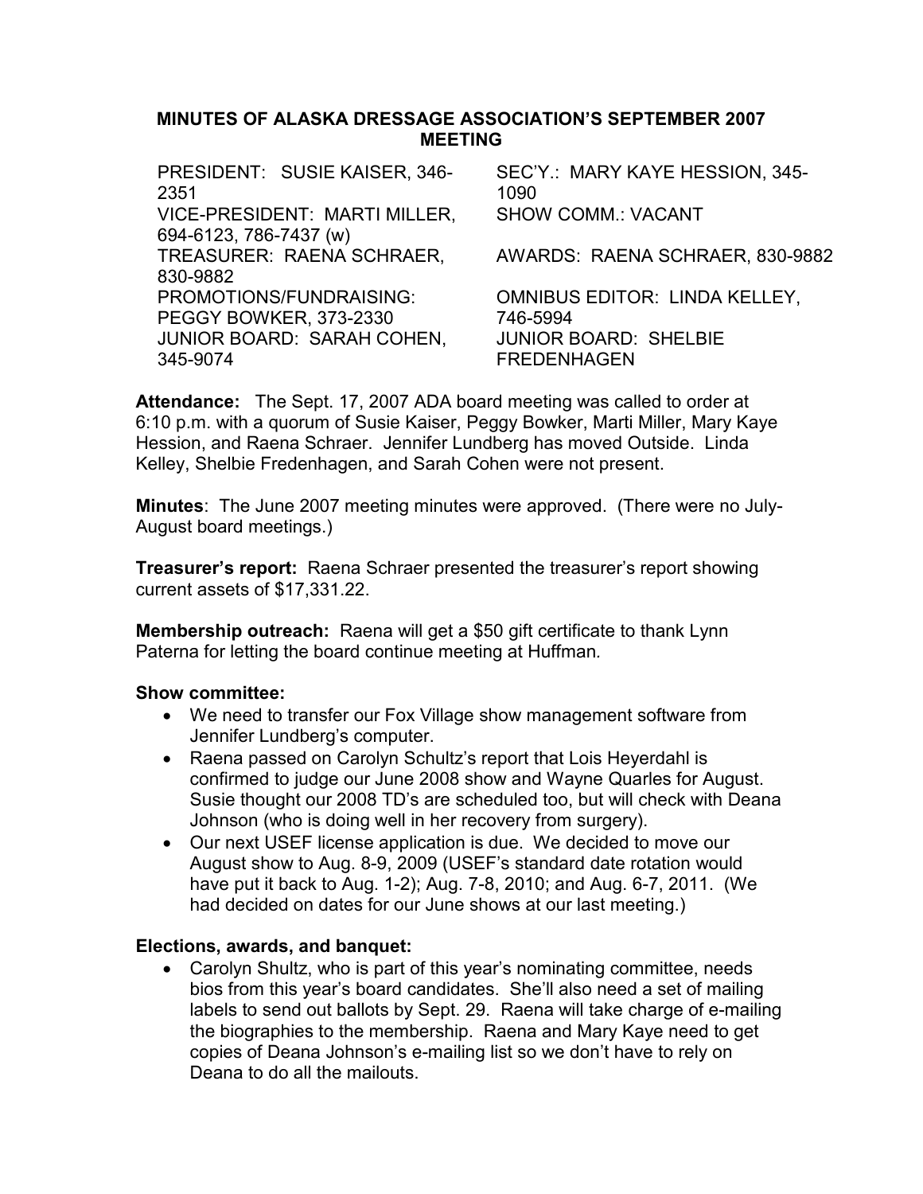## MINUTES OF ALASKA DRESSAGE ASSOCIATION'S SEPTEMBER 2007 MEETING

| | |
|---|---|
| PRESIDENT: SUSIE KAISER, 346-2351 | SEC'Y.: MARY KAYE HESSION, 345-1090 |
| VICE-PRESIDENT: MARTI MILLER, 694-6123, 786-7437 (w) | SHOW COMM.: VACANT |
| TREASURER: RAENA SCHRAER, 830-9882 | AWARDS: RAENA SCHRAER, 830-9882 |
| PROMOTIONS/FUNDRAISING: PEGGY BOWKER, 373-2330 | OMNIBUS EDITOR: LINDA KELLEY, 746-5994 |
| JUNIOR BOARD: SARAH COHEN, 345-9074 | JUNIOR BOARD: SHELBIE FREDENHAGEN |

**Attendance:** The Sept. 17, 2007 ADA board meeting was called to order at 6:10 p.m. with a quorum of Susie Kaiser, Peggy Bowker, Marti Miller, Mary Kaye Hession, and Raena Schraer. Jennifer Lundberg has moved Outside. Linda Kelley, Shelbie Fredenhagen, and Sarah Cohen were not present.

**Minutes**: The June 2007 meeting minutes were approved. (There were no July-August board meetings.)

**Treasurer's report:** Raena Schraer presented the treasurer's report showing current assets of $17,331.22.

**Membership outreach:** Raena will get a $50 gift certificate to thank Lynn Paterna for letting the board continue meeting at Huffman.

**Show committee:**

- We need to transfer our Fox Village show management software from Jennifer Lundberg's computer.
- Raena passed on Carolyn Schultz's report that Lois Heyerdahl is confirmed to judge our June 2008 show and Wayne Quarles for August. Susie thought our 2008 TD's are scheduled too, but will check with Deana Johnson (who is doing well in her recovery from surgery).
- Our next USEF license application is due. We decided to move our August show to Aug. 8-9, 2009 (USEF's standard date rotation would have put it back to Aug. 1-2); Aug. 7-8, 2010; and Aug. 6-7, 2011. (We had decided on dates for our June shows at our last meeting.)

**Elections, awards, and banquet:**

- Carolyn Shultz, who is part of this year's nominating committee, needs bios from this year's board candidates. She'll also need a set of mailing labels to send out ballots by Sept. 29. Raena will take charge of e-mailing the biographies to the membership. Raena and Mary Kaye need to get copies of Deana Johnson's e-mailing list so we don't have to rely on Deana to do all the mailouts.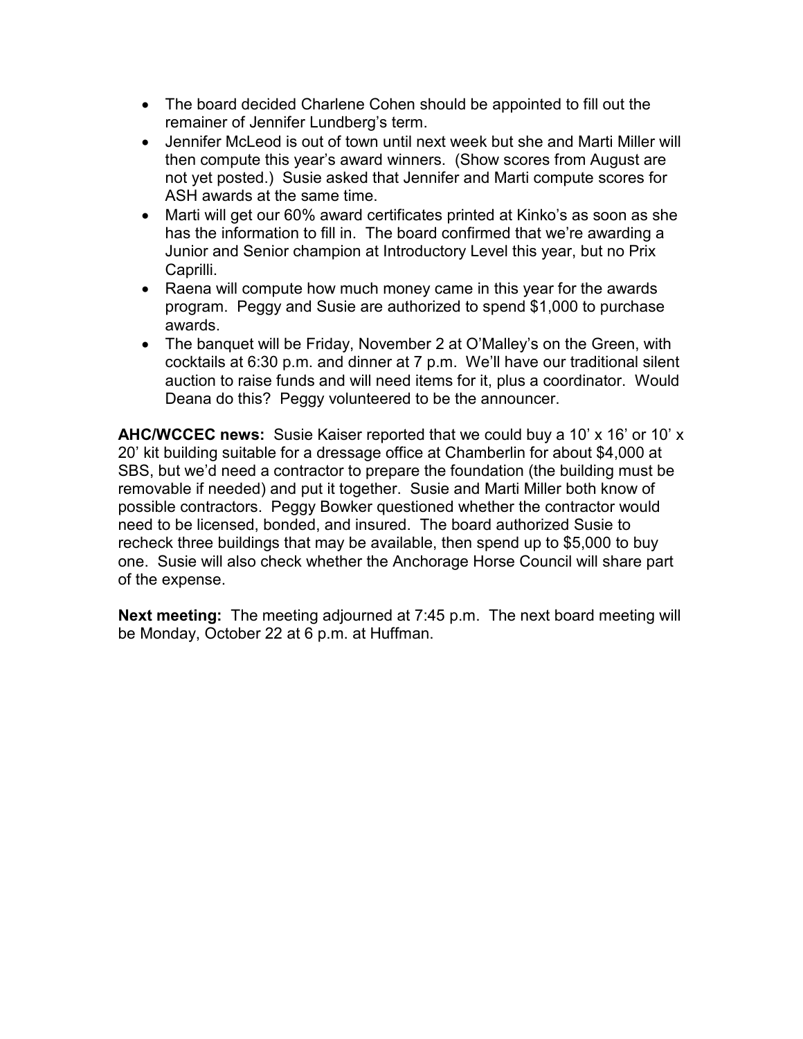- The board decided Charlene Cohen should be appointed to fill out the remainer of Jennifer Lundberg's term.
- Jennifer McLeod is out of town until next week but she and Marti Miller will then compute this year's award winners. (Show scores from August are not yet posted.) Susie asked that Jennifer and Marti compute scores for ASH awards at the same time.
- Marti will get our 60% award certificates printed at Kinko's as soon as she has the information to fill in. The board confirmed that we're awarding a Junior and Senior champion at Introductory Level this year, but no Prix Caprilli.
- Raena will compute how much money came in this year for the awards program. Peggy and Susie are authorized to spend $1,000 to purchase awards.
- The banquet will be Friday, November 2 at O'Malley's on the Green, with cocktails at 6:30 p.m. and dinner at 7 p.m. We'll have our traditional silent auction to raise funds and will need items for it, plus a coordinator. Would Deana do this? Peggy volunteered to be the announcer.

**AHC/WCCEC news:** Susie Kaiser reported that we could buy a 10' x 16' or 10' x 20' kit building suitable for a dressage office at Chamberlin for about $4,000 at SBS, but we'd need a contractor to prepare the foundation (the building must be removable if needed) and put it together. Susie and Marti Miller both know of possible contractors. Peggy Bowker questioned whether the contractor would need to be licensed, bonded, and insured. The board authorized Susie to recheck three buildings that may be available, then spend up to $5,000 to buy one. Susie will also check whether the Anchorage Horse Council will share part of the expense.

**Next meeting:** The meeting adjourned at 7:45 p.m. The next board meeting will be Monday, October 22 at 6 p.m. at Huffman.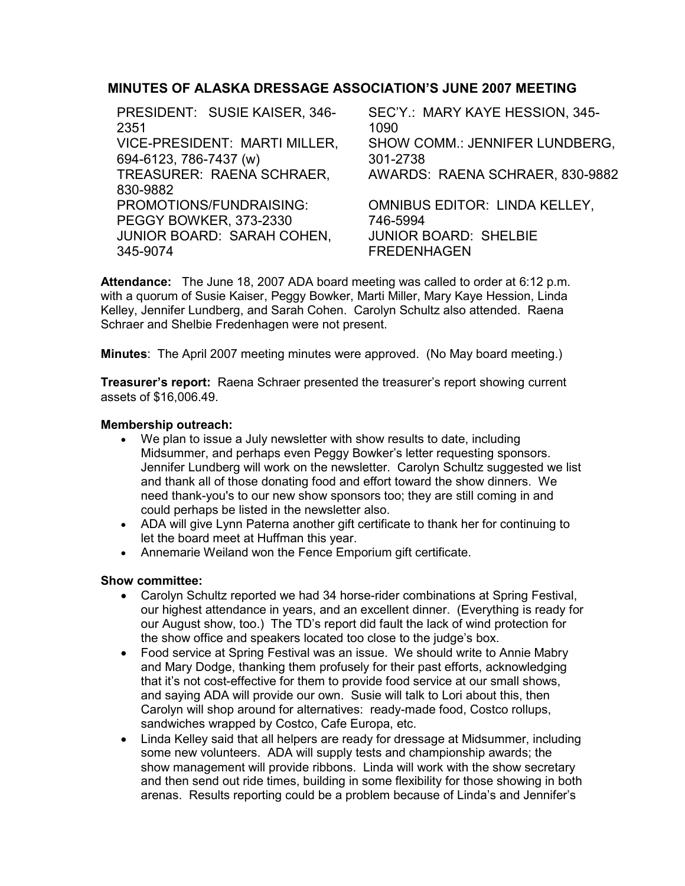# MINUTES OF ALASKA DRESSAGE ASSOCIATION'S JUNE 2007 MEETING

PRESIDENT: SUSIE KAISER, 346-2351
VICE-PRESIDENT: MARTI MILLER, 694-6123, 786-7437 (w)
TREASURER: RAENA SCHRAER, 830-9882
PROMOTIONS/FUNDRAISING: PEGGY BOWKER, 373-2330
JUNIOR BOARD: SARAH COHEN, 345-9074
SEC'Y.: MARY KAYE HESSION, 345-1090
SHOW COMM.: JENNIFER LUNDBERG, 301-2738
AWARDS: RAENA SCHRAER, 830-9882
OMNIBUS EDITOR: LINDA KELLEY, 746-5994
JUNIOR BOARD: SHELBIE FREDENHAGEN

**Attendance:** The June 18, 2007 ADA board meeting was called to order at 6:12 p.m. with a quorum of Susie Kaiser, Peggy Bowker, Marti Miller, Mary Kaye Hession, Linda Kelley, Jennifer Lundberg, and Sarah Cohen. Carolyn Schultz also attended. Raena Schraer and Shelbie Fredenhagen were not present.

**Minutes**: The April 2007 meeting minutes were approved. (No May board meeting.)

**Treasurer's report:** Raena Schraer presented the treasurer's report showing current assets of $16,006.49.

**Membership outreach:**

- We plan to issue a July newsletter with show results to date, including Midsummer, and perhaps even Peggy Bowker's letter requesting sponsors. Jennifer Lundberg will work on the newsletter. Carolyn Schultz suggested we list and thank all of those donating food and effort toward the show dinners. We need thank-you's to our new show sponsors too; they are still coming in and could perhaps be listed in the newsletter also.
- ADA will give Lynn Paterna another gift certificate to thank her for continuing to let the board meet at Huffman this year.
- Annemarie Weiland won the Fence Emporium gift certificate.

**Show committee:**

- Carolyn Schultz reported we had 34 horse-rider combinations at Spring Festival, our highest attendance in years, and an excellent dinner. (Everything is ready for our August show, too.) The TD's report did fault the lack of wind protection for the show office and speakers located too close to the judge's box.
- Food service at Spring Festival was an issue. We should write to Annie Mabry and Mary Dodge, thanking them profusely for their past efforts, acknowledging that it's not cost-effective for them to provide food service at our small shows, and saying ADA will provide our own. Susie will talk to Lori about this, then Carolyn will shop around for alternatives: ready-made food, Costco rollups, sandwiches wrapped by Costco, Cafe Europa, etc.
- Linda Kelley said that all helpers are ready for dressage at Midsummer, including some new volunteers. ADA will supply tests and championship awards; the show management will provide ribbons. Linda will work with the show secretary and then send out ride times, building in some flexibility for those showing in both arenas. Results reporting could be a problem because of Linda's and Jennifer's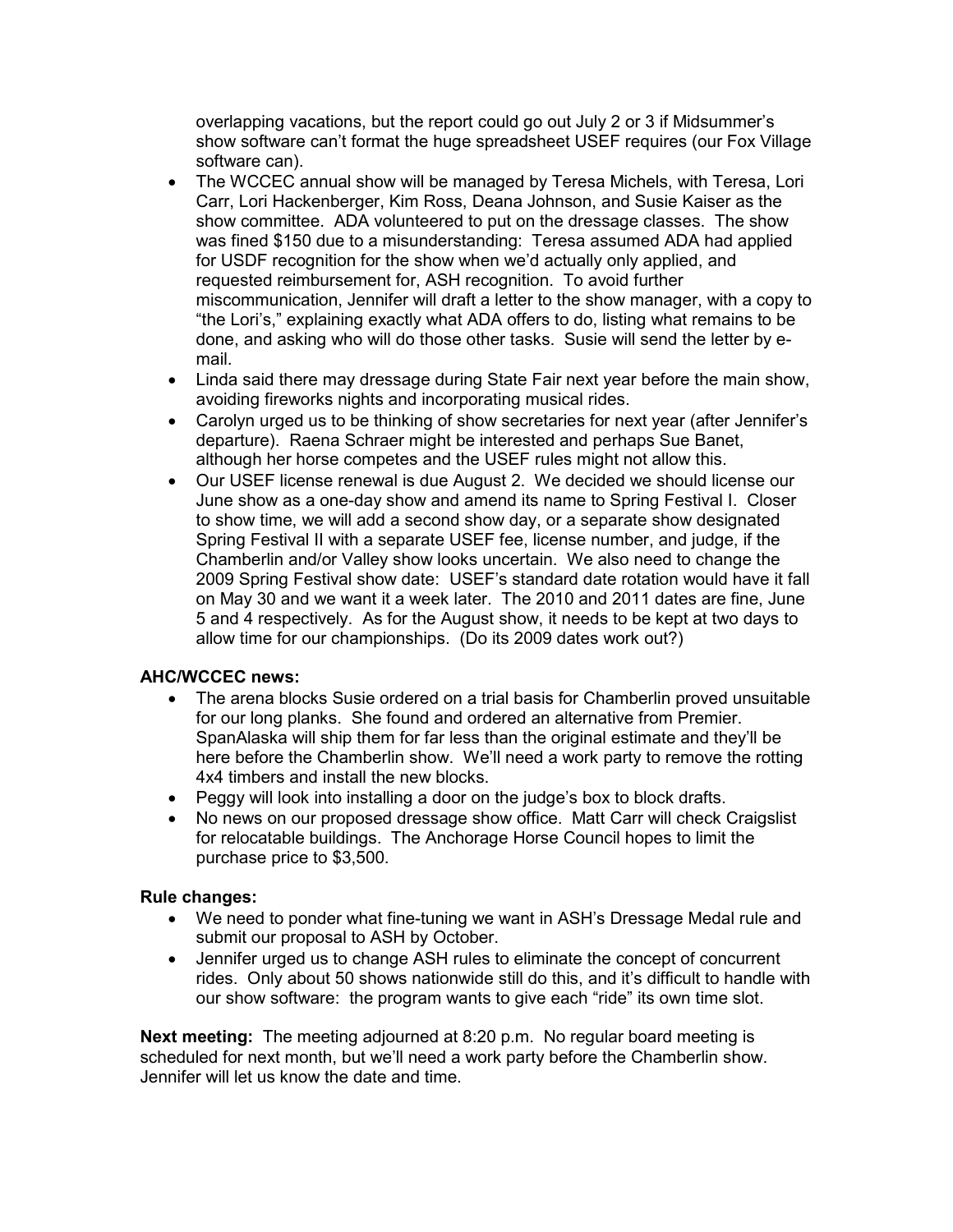overlapping vacations, but the report could go out July 2 or 3 if Midsummer's show software can't format the huge spreadsheet USEF requires (our Fox Village software can).

- The WCCEC annual show will be managed by Teresa Michels, with Teresa, Lori Carr, Lori Hackenberger, Kim Ross, Deana Johnson, and Susie Kaiser as the show committee. ADA volunteered to put on the dressage classes. The show was fined $150 due to a misunderstanding: Teresa assumed ADA had applied for USDF recognition for the show when we'd actually only applied, and requested reimbursement for, ASH recognition. To avoid further miscommunication, Jennifer will draft a letter to the show manager, with a copy to "the Lori's," explaining exactly what ADA offers to do, listing what remains to be done, and asking who will do those other tasks. Susie will send the letter by e-mail.
- Linda said there may dressage during State Fair next year before the main show, avoiding fireworks nights and incorporating musical rides.
- Carolyn urged us to be thinking of show secretaries for next year (after Jennifer's departure). Raena Schraer might be interested and perhaps Sue Banet, although her horse competes and the USEF rules might not allow this.
- Our USEF license renewal is due August 2. We decided we should license our June show as a one-day show and amend its name to Spring Festival I. Closer to show time, we will add a second show day, or a separate show designated Spring Festival II with a separate USEF fee, license number, and judge, if the Chamberlin and/or Valley show looks uncertain. We also need to change the 2009 Spring Festival show date: USEF's standard date rotation would have it fall on May 30 and we want it a week later. The 2010 and 2011 dates are fine, June 5 and 4 respectively. As for the August show, it needs to be kept at two days to allow time for our championships. (Do its 2009 dates work out?)

**AHC/WCCEC news:**

- The arena blocks Susie ordered on a trial basis for Chamberlin proved unsuitable for our long planks. She found and ordered an alternative from Premier. SpanAlaska will ship them for far less than the original estimate and they'll be here before the Chamberlin show. We'll need a work party to remove the rotting 4x4 timbers and install the new blocks.
- Peggy will look into installing a door on the judge's box to block drafts.
- No news on our proposed dressage show office. Matt Carr will check Craigslist for relocatable buildings. The Anchorage Horse Council hopes to limit the purchase price to $3,500.

**Rule changes:**

- We need to ponder what fine-tuning we want in ASH's Dressage Medal rule and submit our proposal to ASH by October.
- Jennifer urged us to change ASH rules to eliminate the concept of concurrent rides. Only about 50 shows nationwide still do this, and it's difficult to handle with our show software: the program wants to give each "ride" its own time slot.

**Next meeting:** The meeting adjourned at 8:20 p.m. No regular board meeting is scheduled for next month, but we'll need a work party before the Chamberlin show. Jennifer will let us know the date and time.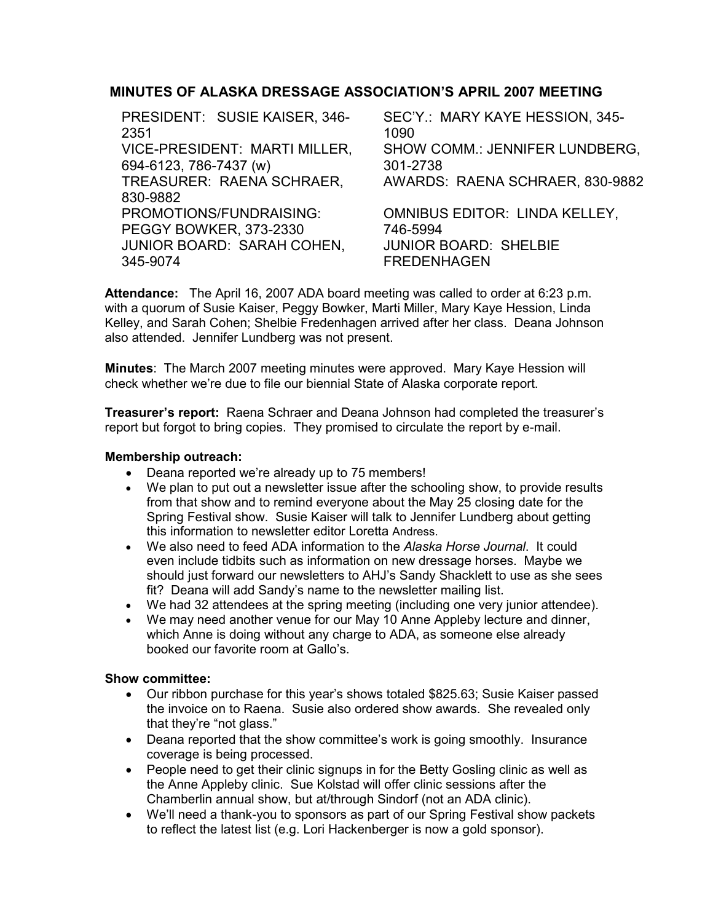## MINUTES OF ALASKA DRESSAGE ASSOCIATION'S APRIL 2007 MEETING

| | |
|---|---|
| PRESIDENT: SUSIE KAISER, 346-2351 | SEC'Y.: MARY KAYE HESSION, 345-1090 |
| VICE-PRESIDENT: MARTI MILLER, 694-6123, 786-7437 (w) | SHOW COMM.: JENNIFER LUNDBERG, 301-2738 |
| TREASURER: RAENA SCHRAER, 830-9882 | AWARDS: RAENA SCHRAER, 830-9882 |
| PROMOTIONS/FUNDRAISING: PEGGY BOWKER, 373-2330 | OMNIBUS EDITOR: LINDA KELLEY, 746-5994 |
| JUNIOR BOARD: SARAH COHEN, 345-9074 | JUNIOR BOARD: SHELBIE FREDENHAGEN |

**Attendance:** The April 16, 2007 ADA board meeting was called to order at 6:23 p.m. with a quorum of Susie Kaiser, Peggy Bowker, Marti Miller, Mary Kaye Hession, Linda Kelley, and Sarah Cohen; Shelbie Fredenhagen arrived after her class. Deana Johnson also attended. Jennifer Lundberg was not present.

**Minutes**: The March 2007 meeting minutes were approved. Mary Kaye Hession will check whether we're due to file our biennial State of Alaska corporate report.

**Treasurer's report:** Raena Schraer and Deana Johnson had completed the treasurer's report but forgot to bring copies. They promised to circulate the report by e-mail.

**Membership outreach:**

- Deana reported we're already up to 75 members!
- We plan to put out a newsletter issue after the schooling show, to provide results from that show and to remind everyone about the May 25 closing date for the Spring Festival show. Susie Kaiser will talk to Jennifer Lundberg about getting this information to newsletter editor Loretta Andress.
- We also need to feed ADA information to the *Alaska Horse Journal*. It could even include tidbits such as information on new dressage horses. Maybe we should just forward our newsletters to AHJ's Sandy Shacklett to use as she sees fit? Deana will add Sandy's name to the newsletter mailing list.
- We had 32 attendees at the spring meeting (including one very junior attendee).
- We may need another venue for our May 10 Anne Appleby lecture and dinner, which Anne is doing without any charge to ADA, as someone else already booked our favorite room at Gallo's.

**Show committee:**

- Our ribbon purchase for this year's shows totaled $825.63; Susie Kaiser passed the invoice on to Raena. Susie also ordered show awards. She revealed only that they're "not glass."
- Deana reported that the show committee's work is going smoothly. Insurance coverage is being processed.
- People need to get their clinic signups in for the Betty Gosling clinic as well as the Anne Appleby clinic. Sue Kolstad will offer clinic sessions after the Chamberlin annual show, but at/through Sindorf (not an ADA clinic).
- We'll need a thank-you to sponsors as part of our Spring Festival show packets to reflect the latest list (e.g. Lori Hackenberger is now a gold sponsor).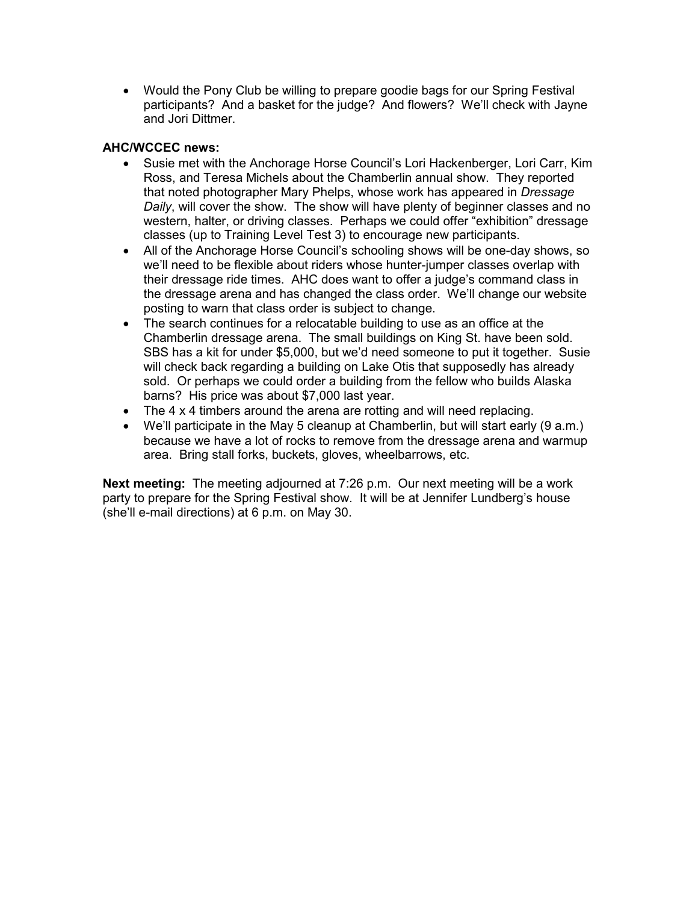- Would the Pony Club be willing to prepare goodie bags for our Spring Festival participants? And a basket for the judge? And flowers? We'll check with Jayne and Jori Dittmer.

**AHC/WCCEC news:**

- Susie met with the Anchorage Horse Council's Lori Hackenberger, Lori Carr, Kim Ross, and Teresa Michels about the Chamberlin annual show. They reported that noted photographer Mary Phelps, whose work has appeared in *Dressage Daily*, will cover the show. The show will have plenty of beginner classes and no western, halter, or driving classes. Perhaps we could offer "exhibition" dressage classes (up to Training Level Test 3) to encourage new participants.
- All of the Anchorage Horse Council's schooling shows will be one-day shows, so we'll need to be flexible about riders whose hunter-jumper classes overlap with their dressage ride times. AHC does want to offer a judge's command class in the dressage arena and has changed the class order. We'll change our website posting to warn that class order is subject to change.
- The search continues for a relocatable building to use as an office at the Chamberlin dressage arena. The small buildings on King St. have been sold. SBS has a kit for under $5,000, but we'd need someone to put it together. Susie will check back regarding a building on Lake Otis that supposedly has already sold. Or perhaps we could order a building from the fellow who builds Alaska barns? His price was about $7,000 last year.
- The 4 x 4 timbers around the arena are rotting and will need replacing.
- We'll participate in the May 5 cleanup at Chamberlin, but will start early (9 a.m.) because we have a lot of rocks to remove from the dressage arena and warmup area. Bring stall forks, buckets, gloves, wheelbarrows, etc.

**Next meeting:** The meeting adjourned at 7:26 p.m. Our next meeting will be a work party to prepare for the Spring Festival show. It will be at Jennifer Lundberg's house (she'll e-mail directions) at 6 p.m. on May 30.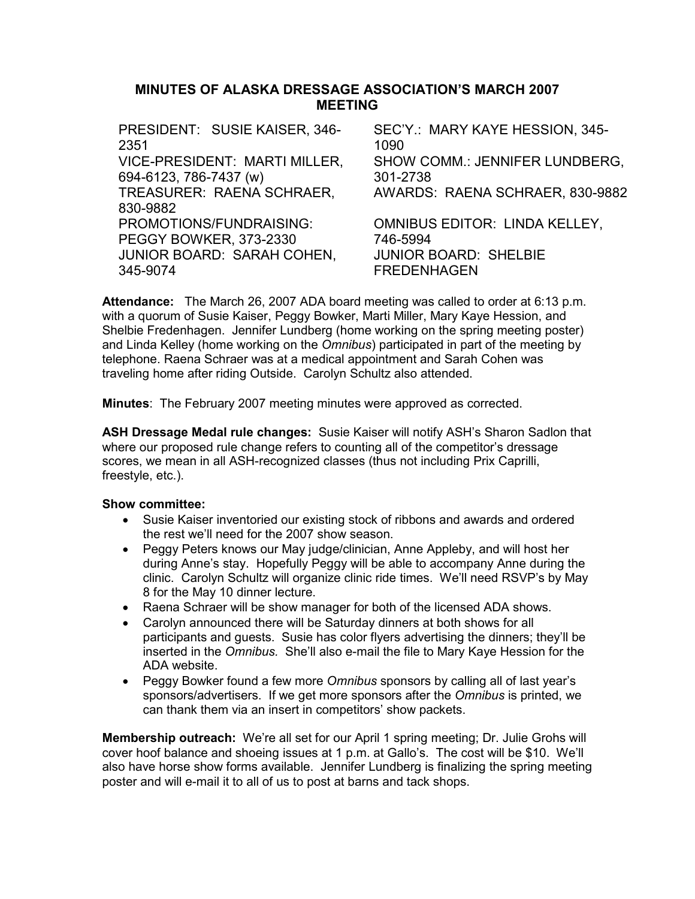# MINUTES OF ALASKA DRESSAGE ASSOCIATION'S MARCH 2007 MEETING

PRESIDENT: SUSIE KAISER, 346-2351
VICE-PRESIDENT: MARTI MILLER, 694-6123, 786-7437 (w)
TREASURER: RAENA SCHRAER, 830-9882
PROMOTIONS/FUNDRAISING: PEGGY BOWKER, 373-2330
JUNIOR BOARD: SARAH COHEN, 345-9074
SEC'Y.: MARY KAYE HESSION, 345-1090
SHOW COMM.: JENNIFER LUNDBERG, 301-2738
AWARDS: RAENA SCHRAER, 830-9882
OMNIBUS EDITOR: LINDA KELLEY, 746-5994
JUNIOR BOARD: SHELBIE FREDENHAGEN

**Attendance:** The March 26, 2007 ADA board meeting was called to order at 6:13 p.m. with a quorum of Susie Kaiser, Peggy Bowker, Marti Miller, Mary Kaye Hession, and Shelbie Fredenhagen. Jennifer Lundberg (home working on the spring meeting poster) and Linda Kelley (home working on the *Omnibus*) participated in part of the meeting by telephone. Raena Schraer was at a medical appointment and Sarah Cohen was traveling home after riding Outside. Carolyn Schultz also attended.

**Minutes**: The February 2007 meeting minutes were approved as corrected.

**ASH Dressage Medal rule changes:** Susie Kaiser will notify ASH's Sharon Sadlon that where our proposed rule change refers to counting all of the competitor's dressage scores, we mean in all ASH-recognized classes (thus not including Prix Caprilli, freestyle, etc.).

**Show committee:**

- Susie Kaiser inventoried our existing stock of ribbons and awards and ordered the rest we'll need for the 2007 show season.
- Peggy Peters knows our May judge/clinician, Anne Appleby, and will host her during Anne's stay. Hopefully Peggy will be able to accompany Anne during the clinic. Carolyn Schultz will organize clinic ride times. We'll need RSVP's by May 8 for the May 10 dinner lecture.
- Raena Schraer will be show manager for both of the licensed ADA shows.
- Carolyn announced there will be Saturday dinners at both shows for all participants and guests. Susie has color flyers advertising the dinners; they'll be inserted in the *Omnibus.* She'll also e-mail the file to Mary Kaye Hession for the ADA website.
- Peggy Bowker found a few more *Omnibus* sponsors by calling all of last year's sponsors/advertisers. If we get more sponsors after the *Omnibus* is printed, we can thank them via an insert in competitors' show packets.

**Membership outreach:** We're all set for our April 1 spring meeting; Dr. Julie Grohs will cover hoof balance and shoeing issues at 1 p.m. at Gallo's. The cost will be $10. We'll also have horse show forms available. Jennifer Lundberg is finalizing the spring meeting poster and will e-mail it to all of us to post at barns and tack shops.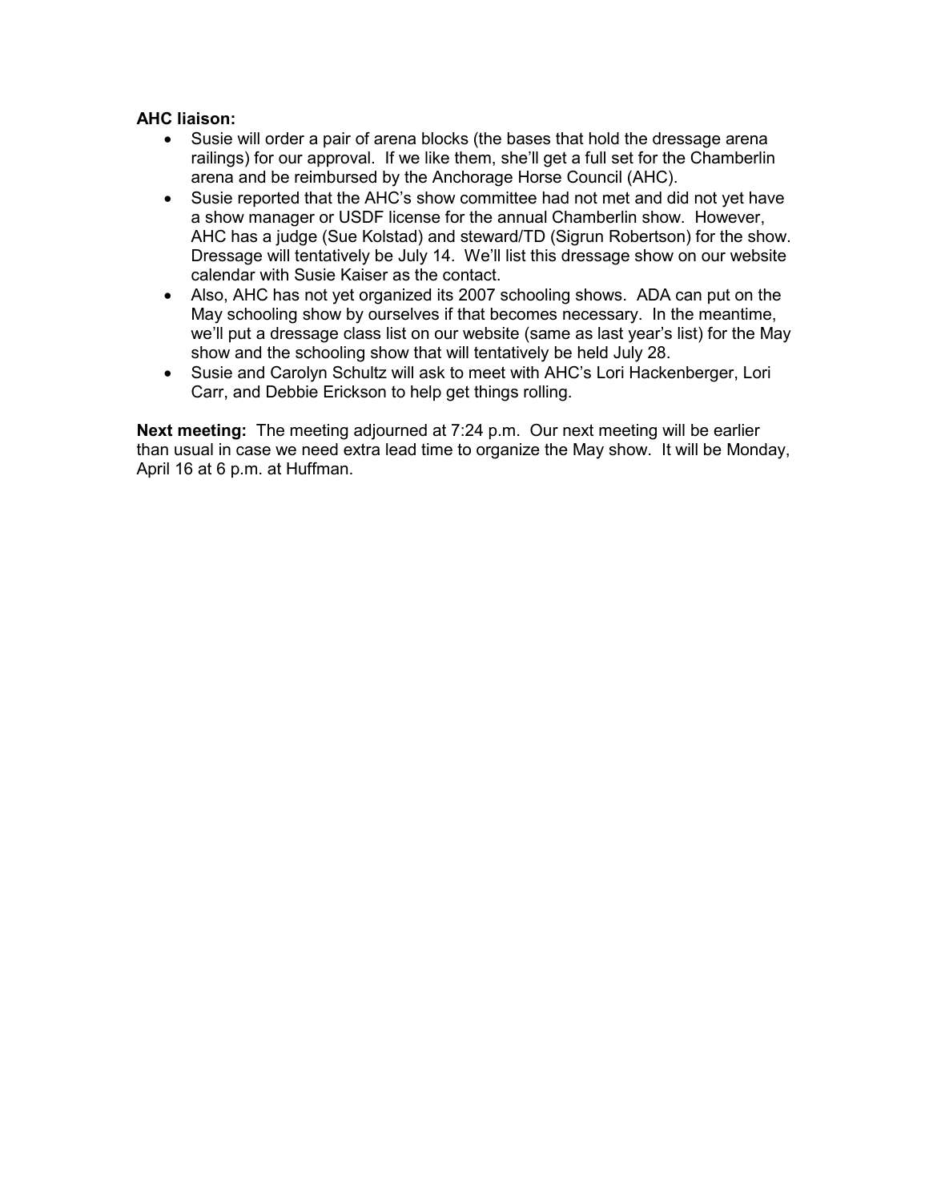**AHC liaison:**

- Susie will order a pair of arena blocks (the bases that hold the dressage arena railings) for our approval. If we like them, she'll get a full set for the Chamberlin arena and be reimbursed by the Anchorage Horse Council (AHC).
- Susie reported that the AHC's show committee had not met and did not yet have a show manager or USDF license for the annual Chamberlin show. However, AHC has a judge (Sue Kolstad) and steward/TD (Sigrun Robertson) for the show. Dressage will tentatively be July 14. We'll list this dressage show on our website calendar with Susie Kaiser as the contact.
- Also, AHC has not yet organized its 2007 schooling shows. ADA can put on the May schooling show by ourselves if that becomes necessary. In the meantime, we'll put a dressage class list on our website (same as last year's list) for the May show and the schooling show that will tentatively be held July 28.
- Susie and Carolyn Schultz will ask to meet with AHC's Lori Hackenberger, Lori Carr, and Debbie Erickson to help get things rolling.

**Next meeting:** The meeting adjourned at 7:24 p.m. Our next meeting will be earlier than usual in case we need extra lead time to organize the May show. It will be Monday, April 16 at 6 p.m. at Huffman.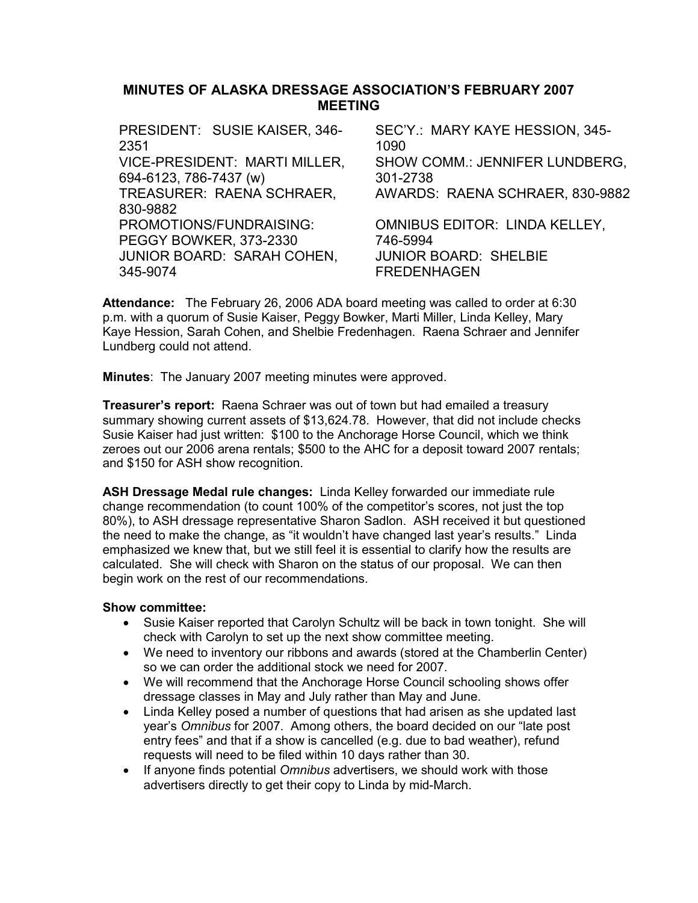### MINUTES OF ALASKA DRESSAGE ASSOCIATION'S FEBRUARY 2007 MEETING

PRESIDENT: SUSIE KAISER, 346-2351
VICE-PRESIDENT: MARTI MILLER, 694-6123, 786-7437 (w)
TREASURER: RAENA SCHRAER, 830-9882
PROMOTIONS/FUNDRAISING: PEGGY BOWKER, 373-2330
JUNIOR BOARD: SARAH COHEN, 345-9074
SEC'Y.: MARY KAYE HESSION, 345-1090
SHOW COMM.: JENNIFER LUNDBERG, 301-2738
AWARDS: RAENA SCHRAER, 830-9882
OMNIBUS EDITOR: LINDA KELLEY, 746-5994
JUNIOR BOARD: SHELBIE FREDENHAGEN

**Attendance:** The February 26, 2006 ADA board meeting was called to order at 6:30 p.m. with a quorum of Susie Kaiser, Peggy Bowker, Marti Miller, Linda Kelley, Mary Kaye Hession, Sarah Cohen, and Shelbie Fredenhagen. Raena Schraer and Jennifer Lundberg could not attend.

**Minutes**: The January 2007 meeting minutes were approved.

**Treasurer's report:** Raena Schraer was out of town but had emailed a treasury summary showing current assets of $13,624.78. However, that did not include checks Susie Kaiser had just written: $100 to the Anchorage Horse Council, which we think zeroes out our 2006 arena rentals; $500 to the AHC for a deposit toward 2007 rentals; and $150 for ASH show recognition.

**ASH Dressage Medal rule changes:** Linda Kelley forwarded our immediate rule change recommendation (to count 100% of the competitor's scores, not just the top 80%), to ASH dressage representative Sharon Sadlon. ASH received it but questioned the need to make the change, as "it wouldn't have changed last year's results." Linda emphasized we knew that, but we still feel it is essential to clarify how the results are calculated. She will check with Sharon on the status of our proposal. We can then begin work on the rest of our recommendations.

**Show committee:**

- Susie Kaiser reported that Carolyn Schultz will be back in town tonight. She will check with Carolyn to set up the next show committee meeting.
- We need to inventory our ribbons and awards (stored at the Chamberlin Center) so we can order the additional stock we need for 2007.
- We will recommend that the Anchorage Horse Council schooling shows offer dressage classes in May and July rather than May and June.
- Linda Kelley posed a number of questions that had arisen as she updated last year's *Omnibus* for 2007. Among others, the board decided on our "late post entry fees" and that if a show is cancelled (e.g. due to bad weather), refund requests will need to be filed within 10 days rather than 30.
- If anyone finds potential *Omnibus* advertisers, we should work with those advertisers directly to get their copy to Linda by mid-March.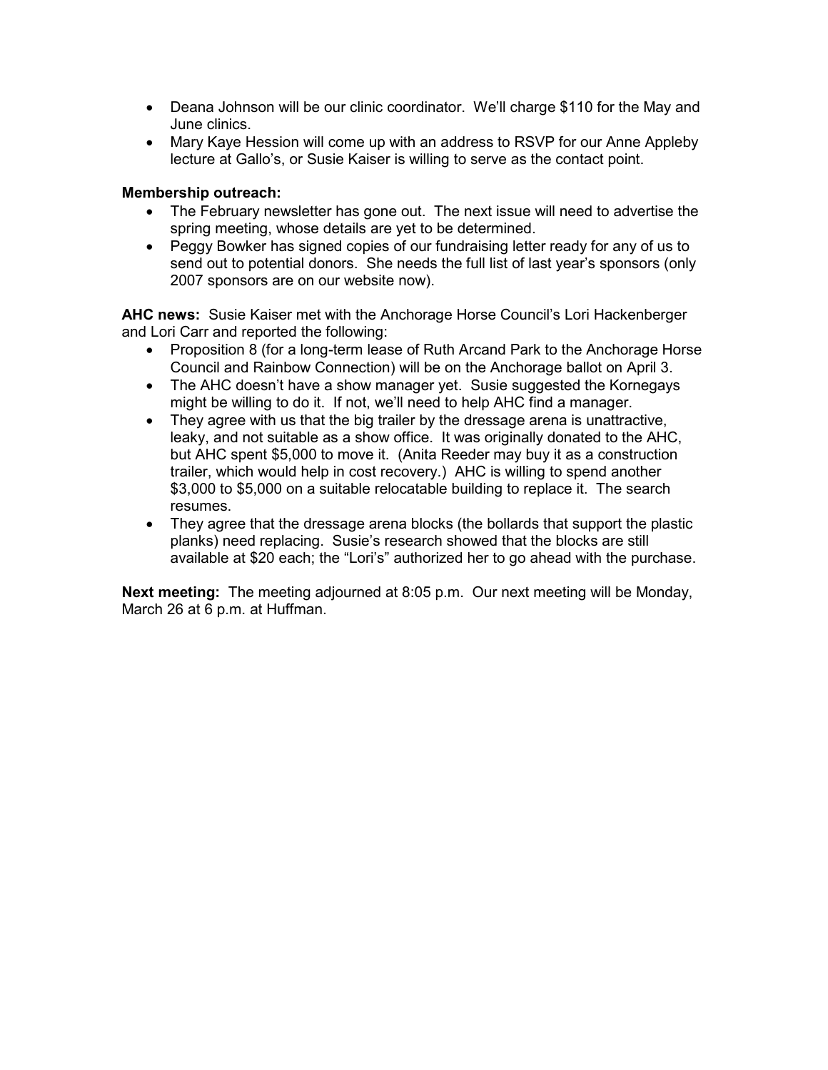- Deana Johnson will be our clinic coordinator. We'll charge $110 for the May and June clinics.
- Mary Kaye Hession will come up with an address to RSVP for our Anne Appleby lecture at Gallo's, or Susie Kaiser is willing to serve as the contact point.

**Membership outreach:**

- The February newsletter has gone out. The next issue will need to advertise the spring meeting, whose details are yet to be determined.
- Peggy Bowker has signed copies of our fundraising letter ready for any of us to send out to potential donors. She needs the full list of last year's sponsors (only 2007 sponsors are on our website now).

**AHC news:** Susie Kaiser met with the Anchorage Horse Council's Lori Hackenberger and Lori Carr and reported the following:

- Proposition 8 (for a long-term lease of Ruth Arcand Park to the Anchorage Horse Council and Rainbow Connection) will be on the Anchorage ballot on April 3.
- The AHC doesn't have a show manager yet. Susie suggested the Kornegays might be willing to do it. If not, we'll need to help AHC find a manager.
- They agree with us that the big trailer by the dressage arena is unattractive, leaky, and not suitable as a show office. It was originally donated to the AHC, but AHC spent $5,000 to move it. (Anita Reeder may buy it as a construction trailer, which would help in cost recovery.) AHC is willing to spend another $3,000 to $5,000 on a suitable relocatable building to replace it. The search resumes.
- They agree that the dressage arena blocks (the bollards that support the plastic planks) need replacing. Susie's research showed that the blocks are still available at $20 each; the "Lori's" authorized her to go ahead with the purchase.

**Next meeting:** The meeting adjourned at 8:05 p.m. Our next meeting will be Monday, March 26 at 6 p.m. at Huffman.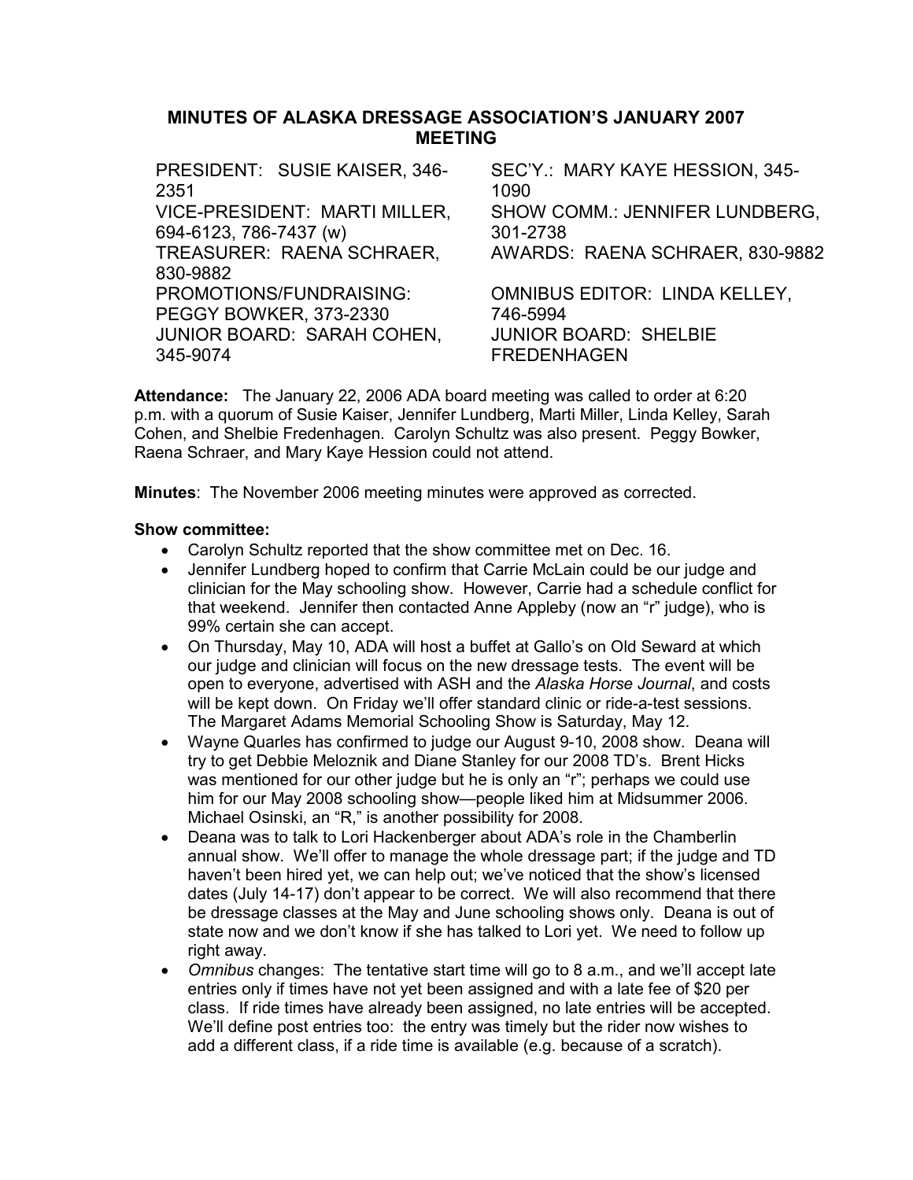## MINUTES OF ALASKA DRESSAGE ASSOCIATION'S JANUARY 2007 MEETING

PRESIDENT: SUSIE KAISER, 346-2351
VICE-PRESIDENT: MARTI MILLER, 694-6123, 786-7437 (w)
TREASURER: RAENA SCHRAER, 830-9882
PROMOTIONS/FUNDRAISING: PEGGY BOWKER, 373-2330
JUNIOR BOARD: SARAH COHEN, 345-9074
SEC'Y.: MARY KAYE HESSION, 345-1090
SHOW COMM.: JENNIFER LUNDBERG, 301-2738
AWARDS: RAENA SCHRAER, 830-9882
OMNIBUS EDITOR: LINDA KELLEY, 746-5994
JUNIOR BOARD: SHELBIE FREDENHAGEN

**Attendance:** The January 22, 2006 ADA board meeting was called to order at 6:20 p.m. with a quorum of Susie Kaiser, Jennifer Lundberg, Marti Miller, Linda Kelley, Sarah Cohen, and Shelbie Fredenhagen. Carolyn Schultz was also present. Peggy Bowker, Raena Schraer, and Mary Kaye Hession could not attend.

**Minutes**: The November 2006 meeting minutes were approved as corrected.

**Show committee:**

- Carolyn Schultz reported that the show committee met on Dec. 16.
- Jennifer Lundberg hoped to confirm that Carrie McLain could be our judge and clinician for the May schooling show. However, Carrie had a schedule conflict for that weekend. Jennifer then contacted Anne Appleby (now an "r" judge), who is 99% certain she can accept.
- On Thursday, May 10, ADA will host a buffet at Gallo's on Old Seward at which our judge and clinician will focus on the new dressage tests. The event will be open to everyone, advertised with ASH and the *Alaska Horse Journal*, and costs will be kept down. On Friday we'll offer standard clinic or ride-a-test sessions. The Margaret Adams Memorial Schooling Show is Saturday, May 12.
- Wayne Quarles has confirmed to judge our August 9-10, 2008 show. Deana will try to get Debbie Meloznik and Diane Stanley for our 2008 TD's. Brent Hicks was mentioned for our other judge but he is only an "r"; perhaps we could use him for our May 2008 schooling show—people liked him at Midsummer 2006. Michael Osinski, an "R," is another possibility for 2008.
- Deana was to talk to Lori Hackenberger about ADA's role in the Chamberlin annual show. We'll offer to manage the whole dressage part; if the judge and TD haven't been hired yet, we can help out; we've noticed that the show's licensed dates (July 14-17) don't appear to be correct. We will also recommend that there be dressage classes at the May and June schooling shows only. Deana is out of state now and we don't know if she has talked to Lori yet. We need to follow up right away.
- *Omnibus* changes: The tentative start time will go to 8 a.m., and we'll accept late entries only if times have not yet been assigned and with a late fee of $20 per class. If ride times have already been assigned, no late entries will be accepted. We'll define post entries too: the entry was timely but the rider now wishes to add a different class, if a ride time is available (e.g. because of a scratch).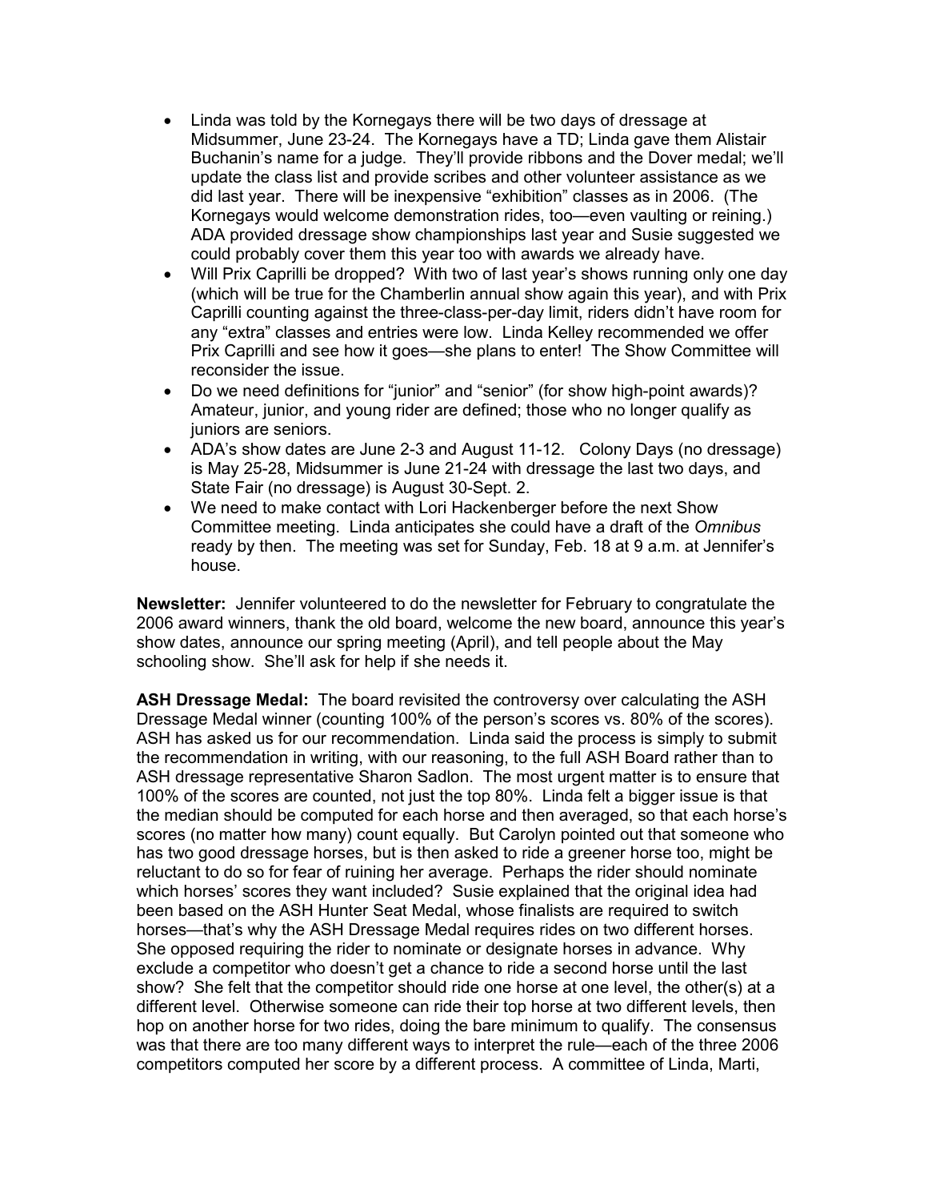- Linda was told by the Kornegays there will be two days of dressage at Midsummer, June 23-24. The Kornegays have a TD; Linda gave them Alistair Buchanin's name for a judge. They'll provide ribbons and the Dover medal; we'll update the class list and provide scribes and other volunteer assistance as we did last year. There will be inexpensive "exhibition" classes as in 2006. (The Kornegays would welcome demonstration rides, too—even vaulting or reining.) ADA provided dressage show championships last year and Susie suggested we could probably cover them this year too with awards we already have.
- Will Prix Caprilli be dropped? With two of last year's shows running only one day (which will be true for the Chamberlin annual show again this year), and with Prix Caprilli counting against the three-class-per-day limit, riders didn't have room for any "extra" classes and entries were low. Linda Kelley recommended we offer Prix Caprilli and see how it goes—she plans to enter! The Show Committee will reconsider the issue.
- Do we need definitions for "junior" and "senior" (for show high-point awards)? Amateur, junior, and young rider are defined; those who no longer qualify as juniors are seniors.
- ADA's show dates are June 2-3 and August 11-12. Colony Days (no dressage) is May 25-28, Midsummer is June 21-24 with dressage the last two days, and State Fair (no dressage) is August 30-Sept. 2.
- We need to make contact with Lori Hackenberger before the next Show Committee meeting. Linda anticipates she could have a draft of the *Omnibus* ready by then. The meeting was set for Sunday, Feb. 18 at 9 a.m. at Jennifer's house.

**Newsletter:** Jennifer volunteered to do the newsletter for February to congratulate the 2006 award winners, thank the old board, welcome the new board, announce this year's show dates, announce our spring meeting (April), and tell people about the May schooling show. She'll ask for help if she needs it.

**ASH Dressage Medal:** The board revisited the controversy over calculating the ASH Dressage Medal winner (counting 100% of the person's scores vs. 80% of the scores). ASH has asked us for our recommendation. Linda said the process is simply to submit the recommendation in writing, with our reasoning, to the full ASH Board rather than to ASH dressage representative Sharon Sadlon. The most urgent matter is to ensure that 100% of the scores are counted, not just the top 80%. Linda felt a bigger issue is that the median should be computed for each horse and then averaged, so that each horse's scores (no matter how many) count equally. But Carolyn pointed out that someone who has two good dressage horses, but is then asked to ride a greener horse too, might be reluctant to do so for fear of ruining her average. Perhaps the rider should nominate which horses' scores they want included? Susie explained that the original idea had been based on the ASH Hunter Seat Medal, whose finalists are required to switch horses—that's why the ASH Dressage Medal requires rides on two different horses. She opposed requiring the rider to nominate or designate horses in advance. Why exclude a competitor who doesn't get a chance to ride a second horse until the last show? She felt that the competitor should ride one horse at one level, the other(s) at a different level. Otherwise someone can ride their top horse at two different levels, then hop on another horse for two rides, doing the bare minimum to qualify. The consensus was that there are too many different ways to interpret the rule—each of the three 2006 competitors computed her score by a different process. A committee of Linda, Marti,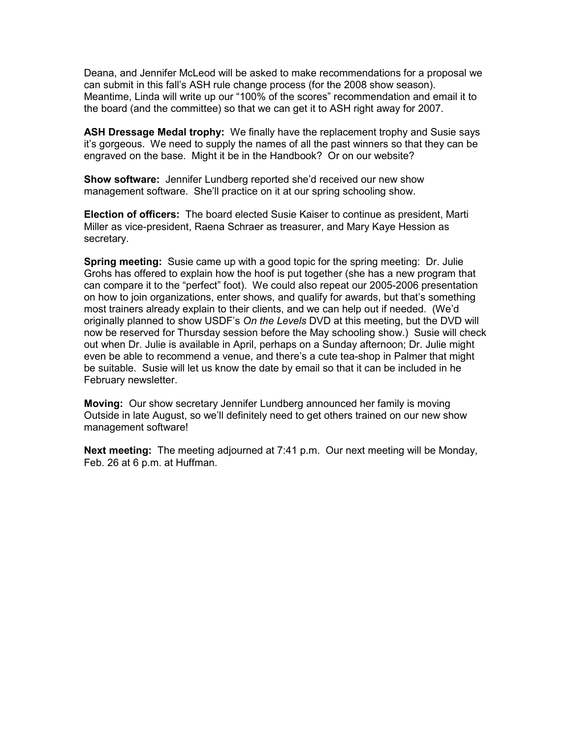Deana, and Jennifer McLeod will be asked to make recommendations for a proposal we can submit in this fall's ASH rule change process (for the 2008 show season). Meantime, Linda will write up our "100% of the scores" recommendation and email it to the board (and the committee) so that we can get it to ASH right away for 2007.

**ASH Dressage Medal trophy:** We finally have the replacement trophy and Susie says it's gorgeous. We need to supply the names of all the past winners so that they can be engraved on the base. Might it be in the Handbook? Or on our website?

**Show software:** Jennifer Lundberg reported she'd received our new show management software. She'll practice on it at our spring schooling show.

**Election of officers:** The board elected Susie Kaiser to continue as president, Marti Miller as vice-president, Raena Schraer as treasurer, and Mary Kaye Hession as secretary.

**Spring meeting:** Susie came up with a good topic for the spring meeting: Dr. Julie Grohs has offered to explain how the hoof is put together (she has a new program that can compare it to the "perfect" foot). We could also repeat our 2005-2006 presentation on how to join organizations, enter shows, and qualify for awards, but that's something most trainers already explain to their clients, and we can help out if needed. (We'd originally planned to show USDF's *On the Levels* DVD at this meeting, but the DVD will now be reserved for Thursday session before the May schooling show.) Susie will check out when Dr. Julie is available in April, perhaps on a Sunday afternoon; Dr. Julie might even be able to recommend a venue, and there's a cute tea-shop in Palmer that might be suitable. Susie will let us know the date by email so that it can be included in he February newsletter.

**Moving:** Our show secretary Jennifer Lundberg announced her family is moving Outside in late August, so we'll definitely need to get others trained on our new show management software!

**Next meeting:** The meeting adjourned at 7:41 p.m. Our next meeting will be Monday, Feb. 26 at 6 p.m. at Huffman.